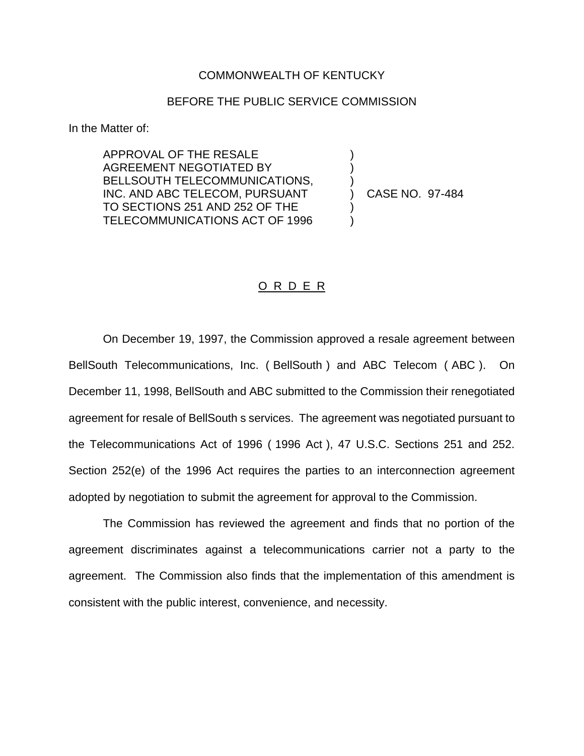COMMONWEALTH OF KENTUCKY

BEFORE THE PUBLIC SERVICE COMMISSION

In the Matter of:

| | | |
|---|---|---|
| APPROVAL OF THE RESALE AGREEMENT NEGOTIATED BY BELLSOUTH TELECOMMUNICATIONS, INC. AND ABC TELECOM, PURSUANT TO SECTIONS 251 AND 252 OF THE TELECOMMUNICATIONS ACT OF 1996 | ) | CASE NO. 97-484 |

## O R D E R

On December 19, 1997, the Commission approved a resale agreement between BellSouth Telecommunications, Inc. ( BellSouth ) and ABC Telecom ( ABC ). On December 11, 1998, BellSouth and ABC submitted to the Commission their renegotiated agreement for resale of BellSouth s services. The agreement was negotiated pursuant to the Telecommunications Act of 1996 ( 1996 Act ), 47 U.S.C. Sections 251 and 252. Section 252(e) of the 1996 Act requires the parties to an interconnection agreement adopted by negotiation to submit the agreement for approval to the Commission.

The Commission has reviewed the agreement and finds that no portion of the agreement discriminates against a telecommunications carrier not a party to the agreement. The Commission also finds that the implementation of this amendment is consistent with the public interest, convenience, and necessity.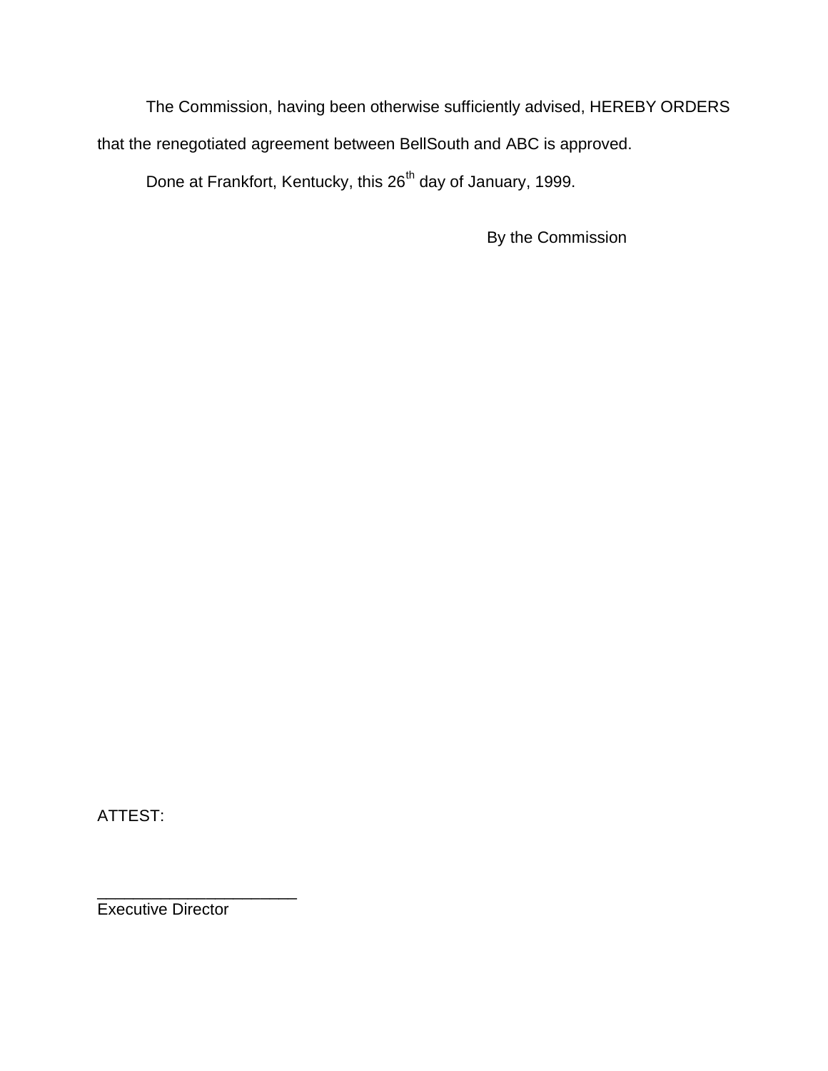The Commission, having been otherwise sufficiently advised, HEREBY ORDERS that the renegotiated agreement between BellSouth and ABC is approved.

Done at Frankfort, Kentucky, this 26th day of January, 1999.

By the Commission

ATTEST:

______________________
Executive Director